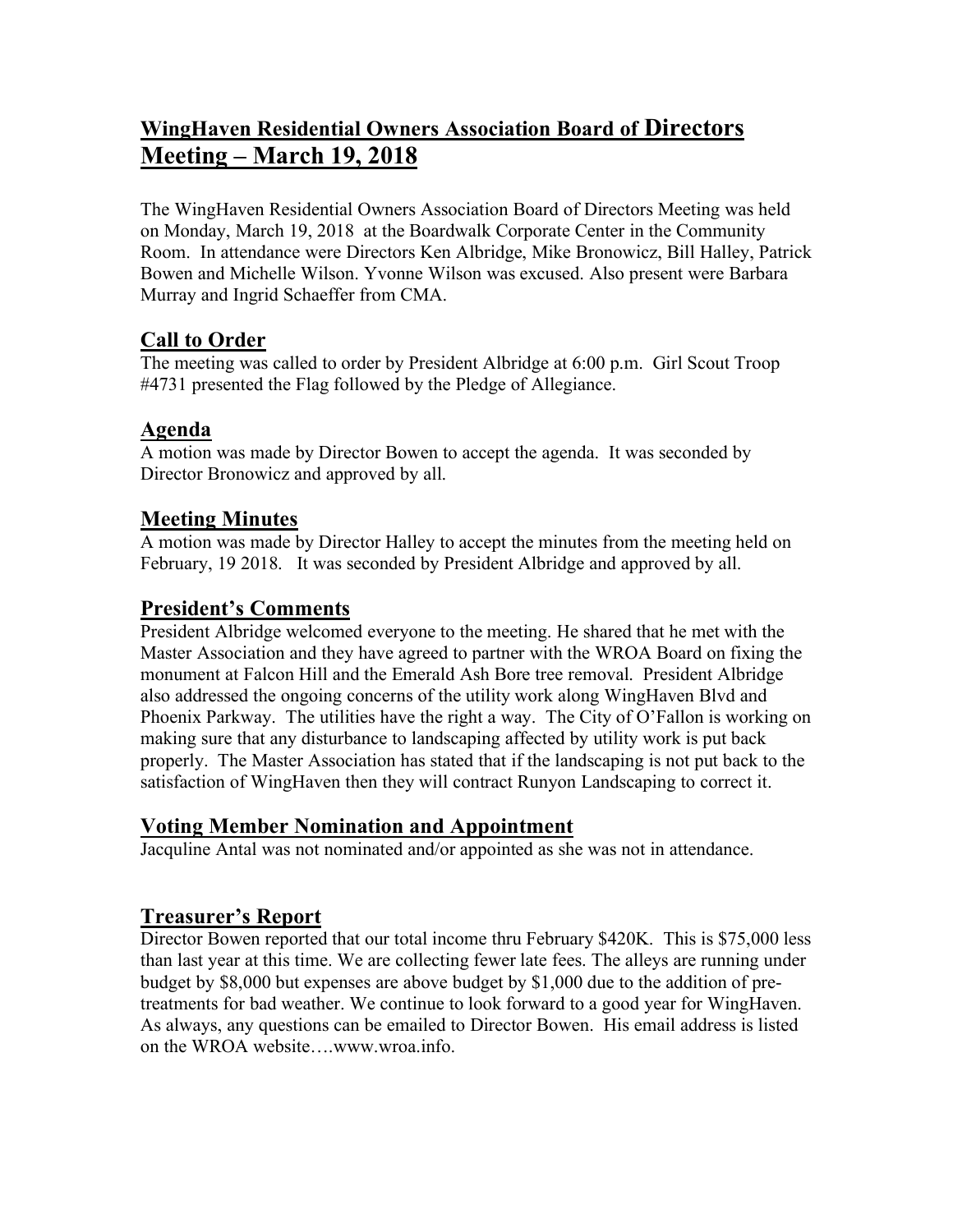# WingHaven Residential Owners Association Board of Directors Meeting – March 19, 2018

The WingHaven Residential Owners Association Board of Directors Meeting was held on Monday, March 19, 2018 at the Boardwalk Corporate Center in the Community Room. In attendance were Directors Ken Albridge, Mike Bronowicz, Bill Halley, Patrick Bowen and Michelle Wilson. Yvonne Wilson was excused. Also present were Barbara Murray and Ingrid Schaeffer from CMA.

## Call to Order

The meeting was called to order by President Albridge at 6:00 p.m. Girl Scout Troop #4731 presented the Flag followed by the Pledge of Allegiance.

## Agenda

A motion was made by Director Bowen to accept the agenda. It was seconded by Director Bronowicz and approved by all.

## Meeting Minutes

A motion was made by Director Halley to accept the minutes from the meeting held on February, 19 2018. It was seconded by President Albridge and approved by all.

## President's Comments

President Albridge welcomed everyone to the meeting. He shared that he met with the Master Association and they have agreed to partner with the WROA Board on fixing the monument at Falcon Hill and the Emerald Ash Bore tree removal. President Albridge also addressed the ongoing concerns of the utility work along WingHaven Blvd and Phoenix Parkway. The utilities have the right a way. The City of O'Fallon is working on making sure that any disturbance to landscaping affected by utility work is put back properly. The Master Association has stated that if the landscaping is not put back to the satisfaction of WingHaven then they will contract Runyon Landscaping to correct it.

## Voting Member Nomination and Appointment

Jacquline Antal was not nominated and/or appointed as she was not in attendance.

## Treasurer's Report

Director Bowen reported that our total income thru February $420K. This is $75,000 less than last year at this time. We are collecting fewer late fees. The alleys are running under budget by $8,000 but expenses are above budget by $1,000 due to the addition of pre-treatments for bad weather. We continue to look forward to a good year for WingHaven. As always, any questions can be emailed to Director Bowen. His email address is listed on the WROA website….www.wroa.info.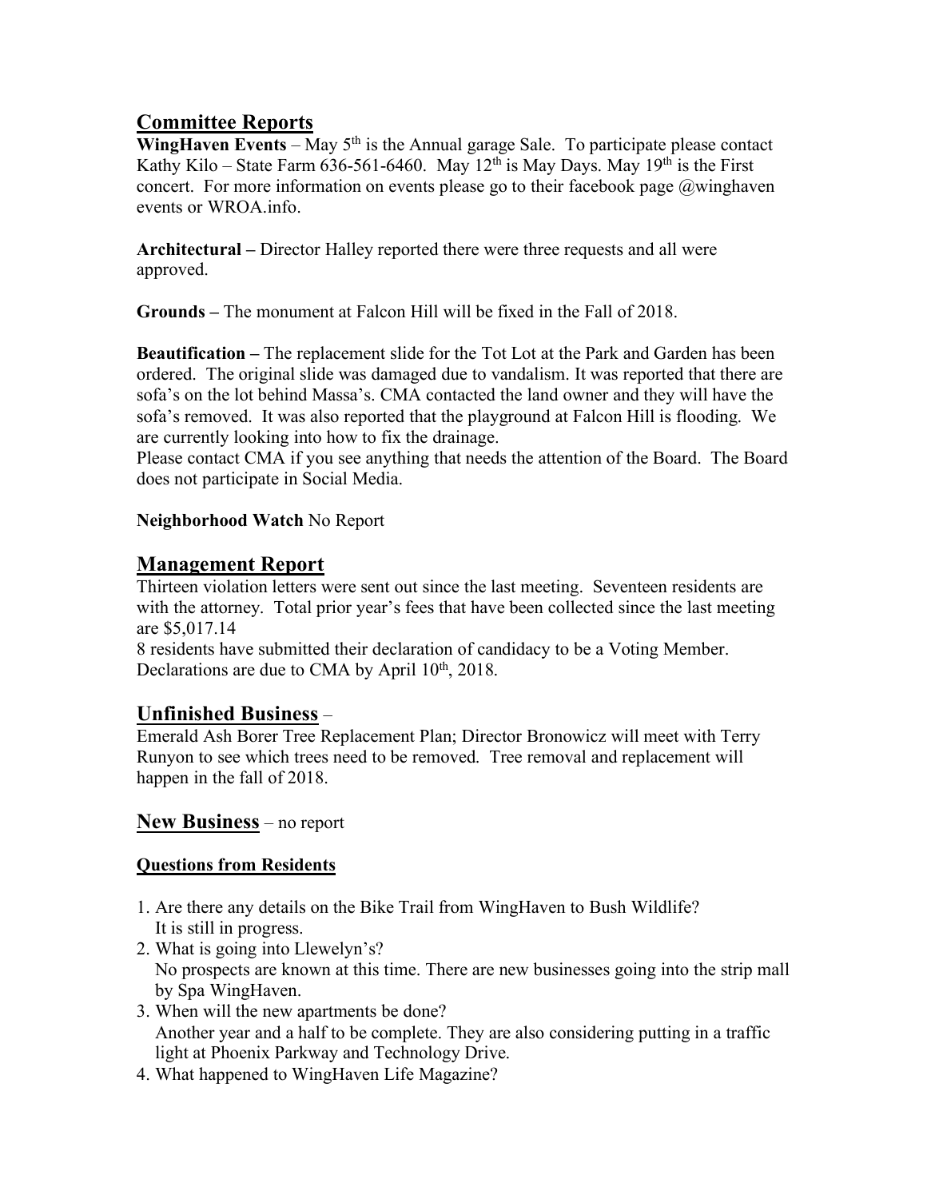## Committee Reports

**WingHaven Events** – May 5th is the Annual garage Sale. To participate please contact Kathy Kilo – State Farm 636-561-6460. May 12th is May Days. May 19th is the First concert. For more information on events please go to their facebook page @winghaven events or WROA.info.

**Architectural –** Director Halley reported there were three requests and all were approved.

**Grounds –** The monument at Falcon Hill will be fixed in the Fall of 2018.

**Beautification –** The replacement slide for the Tot Lot at the Park and Garden has been ordered. The original slide was damaged due to vandalism. It was reported that there are sofa's on the lot behind Massa's. CMA contacted the land owner and they will have the sofa's removed. It was also reported that the playground at Falcon Hill is flooding. We are currently looking into how to fix the drainage.
Please contact CMA if you see anything that needs the attention of the Board. The Board does not participate in Social Media.

**Neighborhood Watch** No Report

## Management Report

Thirteen violation letters were sent out since the last meeting. Seventeen residents are with the attorney. Total prior year's fees that have been collected since the last meeting are $5,017.14
8 residents have submitted their declaration of candidacy to be a Voting Member. Declarations are due to CMA by April 10th, 2018.

## Unfinished Business –

Emerald Ash Borer Tree Replacement Plan; Director Bronowicz will meet with Terry Runyon to see which trees need to be removed. Tree removal and replacement will happen in the fall of 2018.

## New Business – no report

### Questions from Residents

1. Are there any details on the Bike Trail from WingHaven to Bush Wildlife?
   It is still in progress.
2. What is going into Llewelyn's?
   No prospects are known at this time. There are new businesses going into the strip mall by Spa WingHaven.
3. When will the new apartments be done?
   Another year and a half to be complete. They are also considering putting in a traffic light at Phoenix Parkway and Technology Drive.
4. What happened to WingHaven Life Magazine?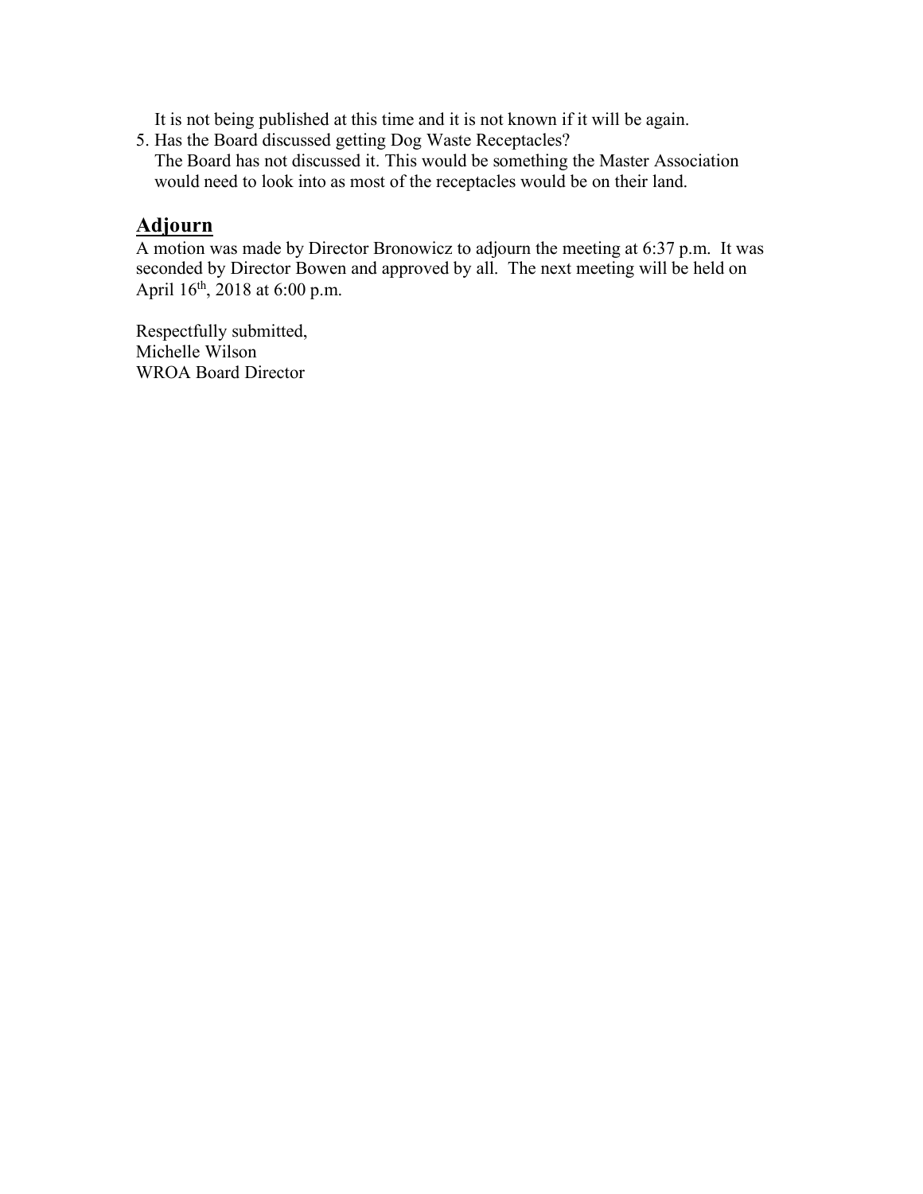It is not being published at this time and it is not known if it will be again.

5. Has the Board discussed getting Dog Waste Receptacles?
   The Board has not discussed it. This would be something the Master Association would need to look into as most of the receptacles would be on their land.

## Adjourn

A motion was made by Director Bronowicz to adjourn the meeting at 6:37 p.m. It was seconded by Director Bowen and approved by all. The next meeting will be held on April 16th, 2018 at 6:00 p.m.

Respectfully submitted,
Michelle Wilson
WROA Board Director